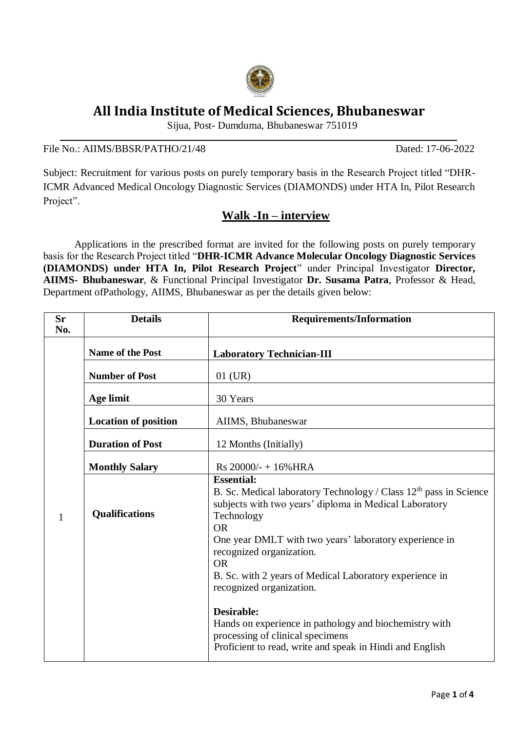# All India Institute of Medical Sciences, Bhubaneswar

Sijua, Post- Dumduma, Bhubaneswar 751019

File No.: AIIMS/BBSR/PATHO/21/48 Dated: 17-06-2022

Subject: Recruitment for various posts on purely temporary basis in the Research Project titled "DHR-ICMR Advanced Medical Oncology Diagnostic Services (DIAMONDS) under HTA In, Pilot Research Project".

## Walk -In – interview

Applications in the prescribed format are invited for the following posts on purely temporary basis for the Research Project titled "**DHR-ICMR Advance Molecular Oncology Diagnostic Services (DIAMONDS) under HTA In, Pilot Research Project**" under Principal Investigator **Director, AIIMS- Bhubaneswar**, & Functional Principal Investigator **Dr. Susama Patra**, Professor & Head, Department ofPathology, AIIMS, Bhubaneswar as per the details given below:

| Sr No. | Details | Requirements/Information |
|---|---|---|
| 1 | **Name of the Post** | **Laboratory Technician-III** |
| | **Number of Post** | 01 (UR) |
| | **Age limit** | 30 Years |
| | **Location of position** | AIIMS, Bhubaneswar |
| | **Duration of Post** | 12 Months (Initially) |
| | **Monthly Salary** | Rs 20000/- + 16%HRA |
| | **Qualifications** | **Essential:**<br>B. Sc. Medical laboratory Technology / Class 12th pass in Science subjects with two years' diploma in Medical Laboratory Technology<br>OR<br>One year DMLT with two years' laboratory experience in recognized organization.<br>OR<br>B. Sc. with 2 years of Medical Laboratory experience in recognized organization.<br><br>**Desirable:**<br>Hands on experience in pathology and biochemistry with processing of clinical specimens<br>Proficient to read, write and speak in Hindi and English |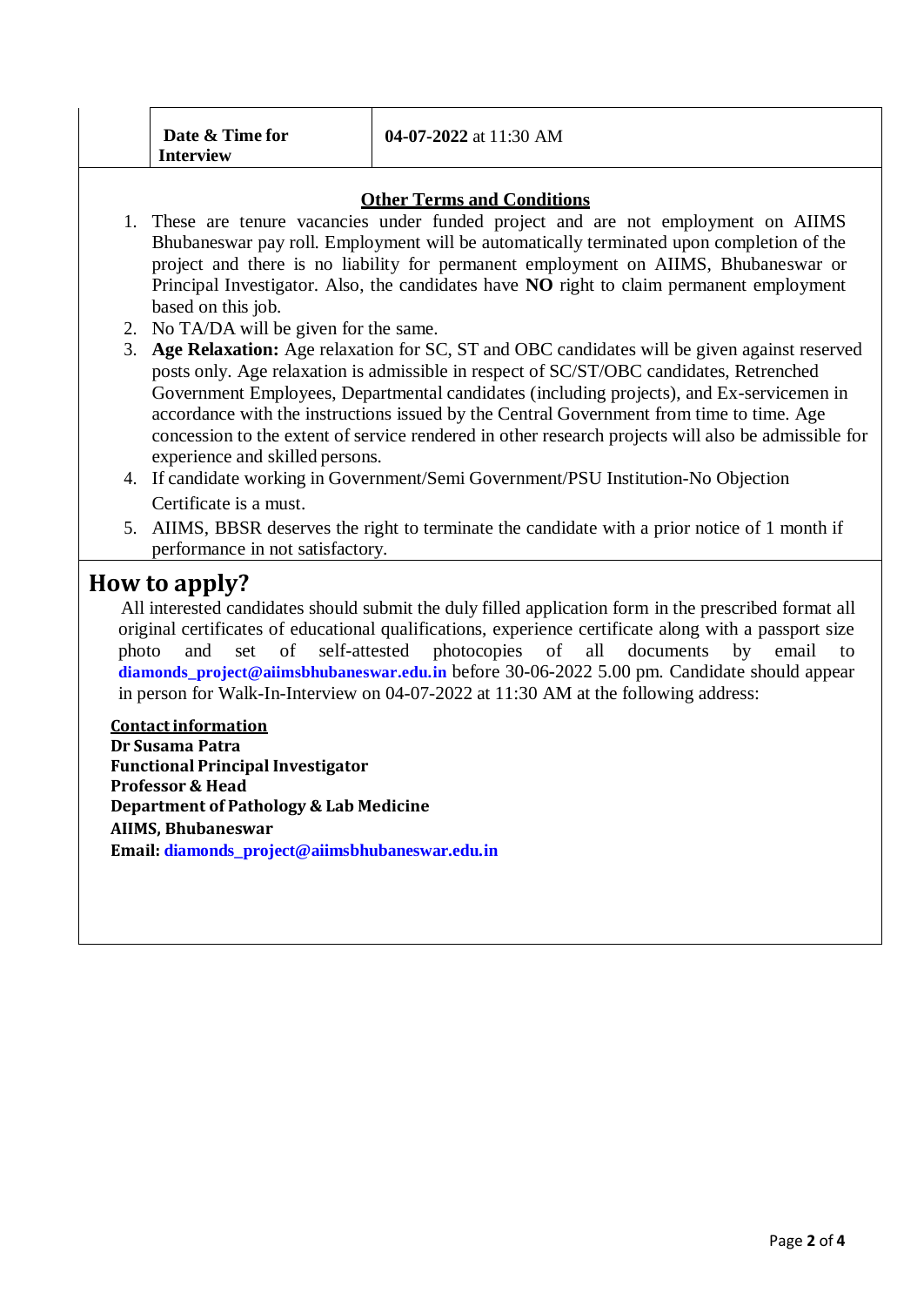| | |
|---|---|
| **Date & Time for Interview** | **04-07-2022** at 11:30 AM |

**Other Terms and Conditions**

1. These are tenure vacancies under funded project and are not employment on AIIMS Bhubaneswar pay roll. Employment will be automatically terminated upon completion of the project and there is no liability for permanent employment on AIIMS, Bhubaneswar or Principal Investigator. Also, the candidates have **NO** right to claim permanent employment based on this job.
2. No TA/DA will be given for the same.
3. **Age Relaxation:** Age relaxation for SC, ST and OBC candidates will be given against reserved posts only. Age relaxation is admissible in respect of SC/ST/OBC candidates, Retrenched Government Employees, Departmental candidates (including projects), and Ex-servicemen in accordance with the instructions issued by the Central Government from time to time. Age concession to the extent of service rendered in other research projects will also be admissible for experience and skilled persons.
4. If candidate working in Government/Semi Government/PSU Institution-No Objection Certificate is a must.
5. AIIMS, BBSR deserves the right to terminate the candidate with a prior notice of 1 month if performance in not satisfactory.

## How to apply?

All interested candidates should submit the duly filled application form in the prescribed format all original certificates of educational qualifications, experience certificate along with a passport size photo and set of self-attested photocopies of all documents by email to **diamonds_project@aiimsbhubaneswar.edu.in** before 30-06-2022 5.00 pm. Candidate should appear in person for Walk-In-Interview on 04-07-2022 at 11:30 AM at the following address:

**Contact information**
**Dr Susama Patra**
**Functional Principal Investigator**
**Professor & Head**
**Department of Pathology & Lab Medicine**
**AIIMS, Bhubaneswar**
**Email: diamonds_project@aiimsbhubaneswar.edu.in**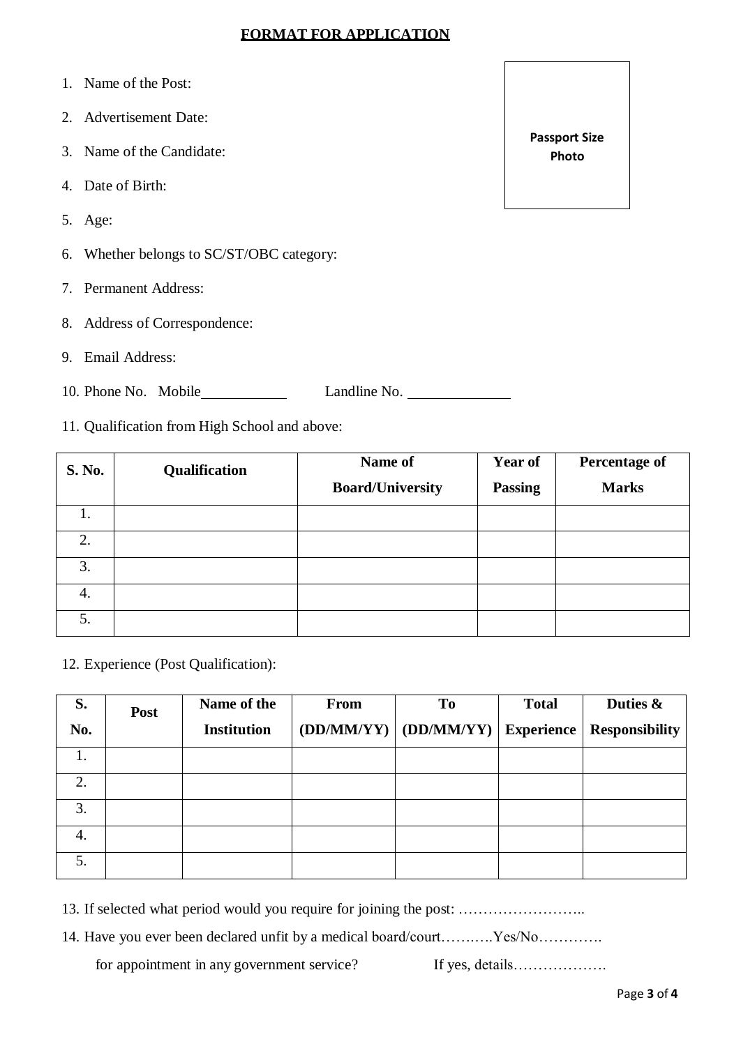# FORMAT FOR APPLICATION

Passport Size Photo

1. Name of the Post:
2. Advertisement Date:
3. Name of the Candidate:
4. Date of Birth:
5. Age:
6. Whether belongs to SC/ST/OBC category:
7. Permanent Address:
8. Address of Correspondence:
9. Email Address:
10. Phone No. Mobile____________ Landline No. ______________
11. Qualification from High School and above:

| S. No. | Qualification | Name of Board/University | Year of Passing | Percentage of Marks |
|---|---|---|---|---|
| 1. | | | | |
| 2. | | | | |
| 3. | | | | |
| 4. | | | | |
| 5. | | | | |

12. Experience (Post Qualification):

| S. No. | Post | Name of the Institution | From (DD/MM/YY) | To (DD/MM/YY) | Total Experience | Duties & Responsibility |
|---|---|---|---|---|---|---|
| 1. | | | | | | |
| 2. | | | | | | |
| 3. | | | | | | |
| 4. | | | | | | |
| 5. | | | | | | |

13. If selected what period would you require for joining the post: ……………………..
14. Have you ever been declared unfit by a medical board/court……..…Yes/No………….
    for appointment in any government service? If yes, details……………….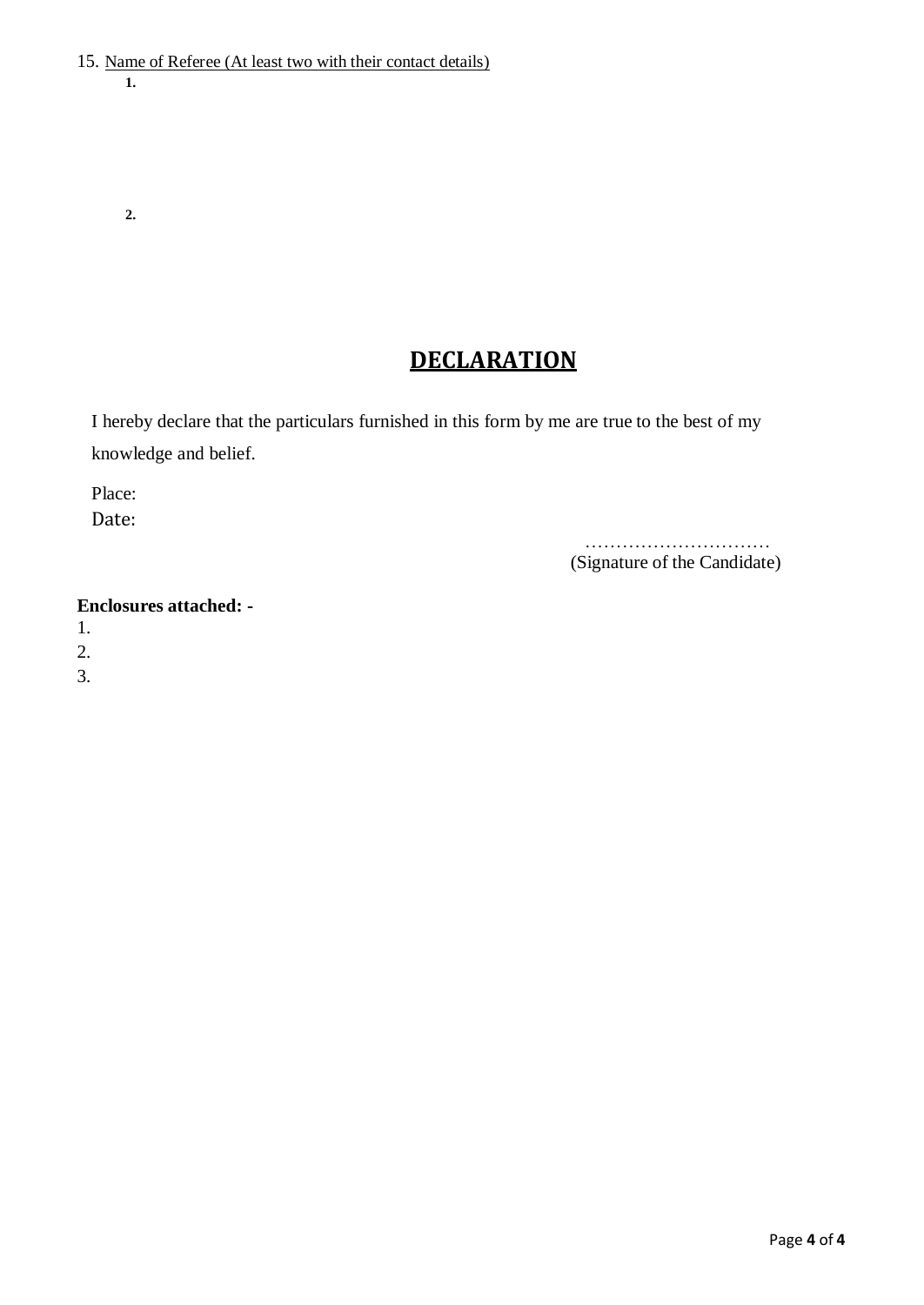15. Name of Referee (At least two with their contact details)

1.

2.

# DECLARATION

I hereby declare that the particulars furnished in this form by me are true to the best of my knowledge and belief.

Place:
Date:

…………………………
(Signature of the Candidate)

**Enclosures attached: -**

1.
2.
3.